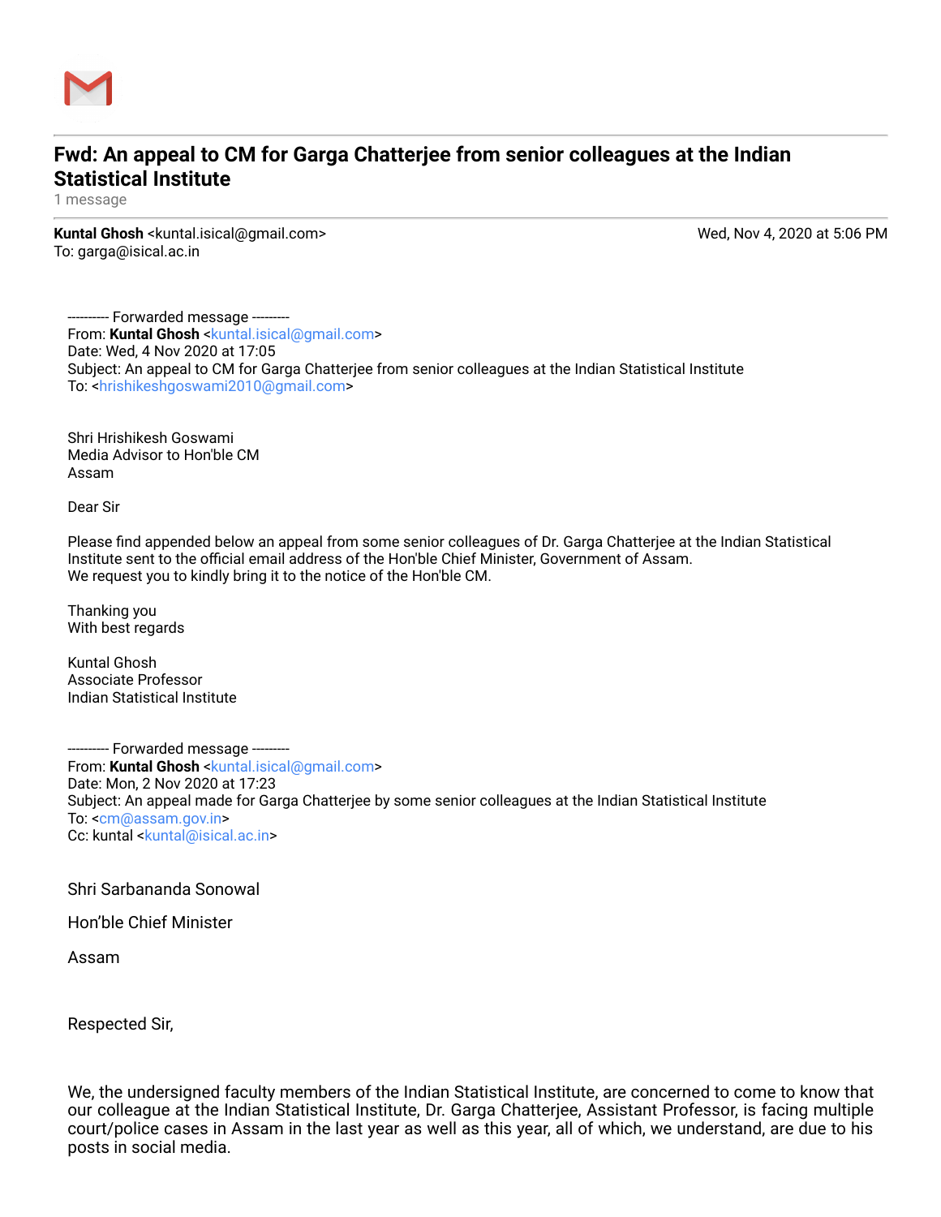# Fwd: An appeal to CM for Garga Chatterjee from senior colleagues at the Indian Statistical Institute

1 message

**Kuntal Ghosh** <kuntal.isical@gmail.com> Wed, Nov 4, 2020 at 5:06 PM
To: garga@isical.ac.in

---------- Forwarded message ---------
From: **Kuntal Ghosh** <kuntal.isical@gmail.com>
Date: Wed, 4 Nov 2020 at 17:05
Subject: An appeal to CM for Garga Chatterjee from senior colleagues at the Indian Statistical Institute
To: <hrishikeshgoswami2010@gmail.com>

Shri Hrishikesh Goswami
Media Advisor to Hon'ble CM
Assam

Dear Sir

Please find appended below an appeal from some senior colleagues of Dr. Garga Chatterjee at the Indian Statistical Institute sent to the official email address of the Hon'ble Chief Minister, Government of Assam.
We request you to kindly bring it to the notice of the Hon'ble CM.

Thanking you
With best regards

Kuntal Ghosh
Associate Professor
Indian Statistical Institute

---------- Forwarded message ---------
From: **Kuntal Ghosh** <kuntal.isical@gmail.com>
Date: Mon, 2 Nov 2020 at 17:23
Subject: An appeal made for Garga Chatterjee by some senior colleagues at the Indian Statistical Institute
To: <cm@assam.gov.in>
Cc: kuntal <kuntal@isical.ac.in>

Shri Sarbananda Sonowal

Hon'ble Chief Minister

Assam

Respected Sir,

We, the undersigned faculty members of the Indian Statistical Institute, are concerned to come to know that our colleague at the Indian Statistical Institute, Dr. Garga Chatterjee, Assistant Professor, is facing multiple court/police cases in Assam in the last year as well as this year, all of which, we understand, are due to his posts in social media.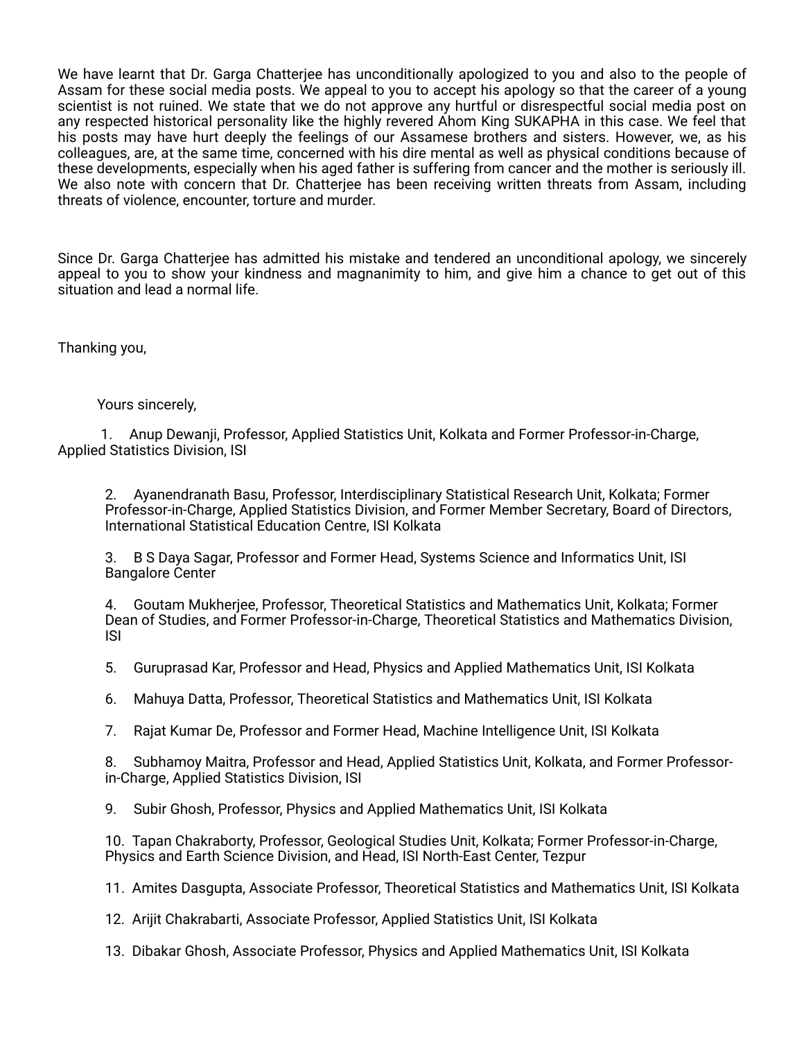We have learnt that Dr. Garga Chatterjee has unconditionally apologized to you and also to the people of Assam for these social media posts. We appeal to you to accept his apology so that the career of a young scientist is not ruined. We state that we do not approve any hurtful or disrespectful social media post on any respected historical personality like the highly revered Ahom King SUKAPHA in this case. We feel that his posts may have hurt deeply the feelings of our Assamese brothers and sisters. However, we, as his colleagues, are, at the same time, concerned with his dire mental as well as physical conditions because of these developments, especially when his aged father is suffering from cancer and the mother is seriously ill. We also note with concern that Dr. Chatterjee has been receiving written threats from Assam, including threats of violence, encounter, torture and murder.

Since Dr. Garga Chatterjee has admitted his mistake and tendered an unconditional apology, we sincerely appeal to you to show your kindness and magnanimity to him, and give him a chance to get out of this situation and lead a normal life.

Thanking you,

Yours sincerely,

1. Anup Dewanji, Professor, Applied Statistics Unit, Kolkata and Former Professor-in-Charge, Applied Statistics Division, ISI

2. Ayanendranath Basu, Professor, Interdisciplinary Statistical Research Unit, Kolkata; Former Professor-in-Charge, Applied Statistics Division, and Former Member Secretary, Board of Directors, International Statistical Education Centre, ISI Kolkata

3. B S Daya Sagar, Professor and Former Head, Systems Science and Informatics Unit, ISI Bangalore Center

4. Goutam Mukherjee, Professor, Theoretical Statistics and Mathematics Unit, Kolkata; Former Dean of Studies, and Former Professor-in-Charge, Theoretical Statistics and Mathematics Division, ISI

5. Guruprasad Kar, Professor and Head, Physics and Applied Mathematics Unit, ISI Kolkata

6. Mahuya Datta, Professor, Theoretical Statistics and Mathematics Unit, ISI Kolkata

7. Rajat Kumar De, Professor and Former Head, Machine Intelligence Unit, ISI Kolkata

8. Subhamoy Maitra, Professor and Head, Applied Statistics Unit, Kolkata, and Former Professor-in-Charge, Applied Statistics Division, ISI

9. Subir Ghosh, Professor, Physics and Applied Mathematics Unit, ISI Kolkata

10. Tapan Chakraborty, Professor, Geological Studies Unit, Kolkata; Former Professor-in-Charge, Physics and Earth Science Division, and Head, ISI North-East Center, Tezpur

11. Amites Dasgupta, Associate Professor, Theoretical Statistics and Mathematics Unit, ISI Kolkata

12. Arijit Chakrabarti, Associate Professor, Applied Statistics Unit, ISI Kolkata

13. Dibakar Ghosh, Associate Professor, Physics and Applied Mathematics Unit, ISI Kolkata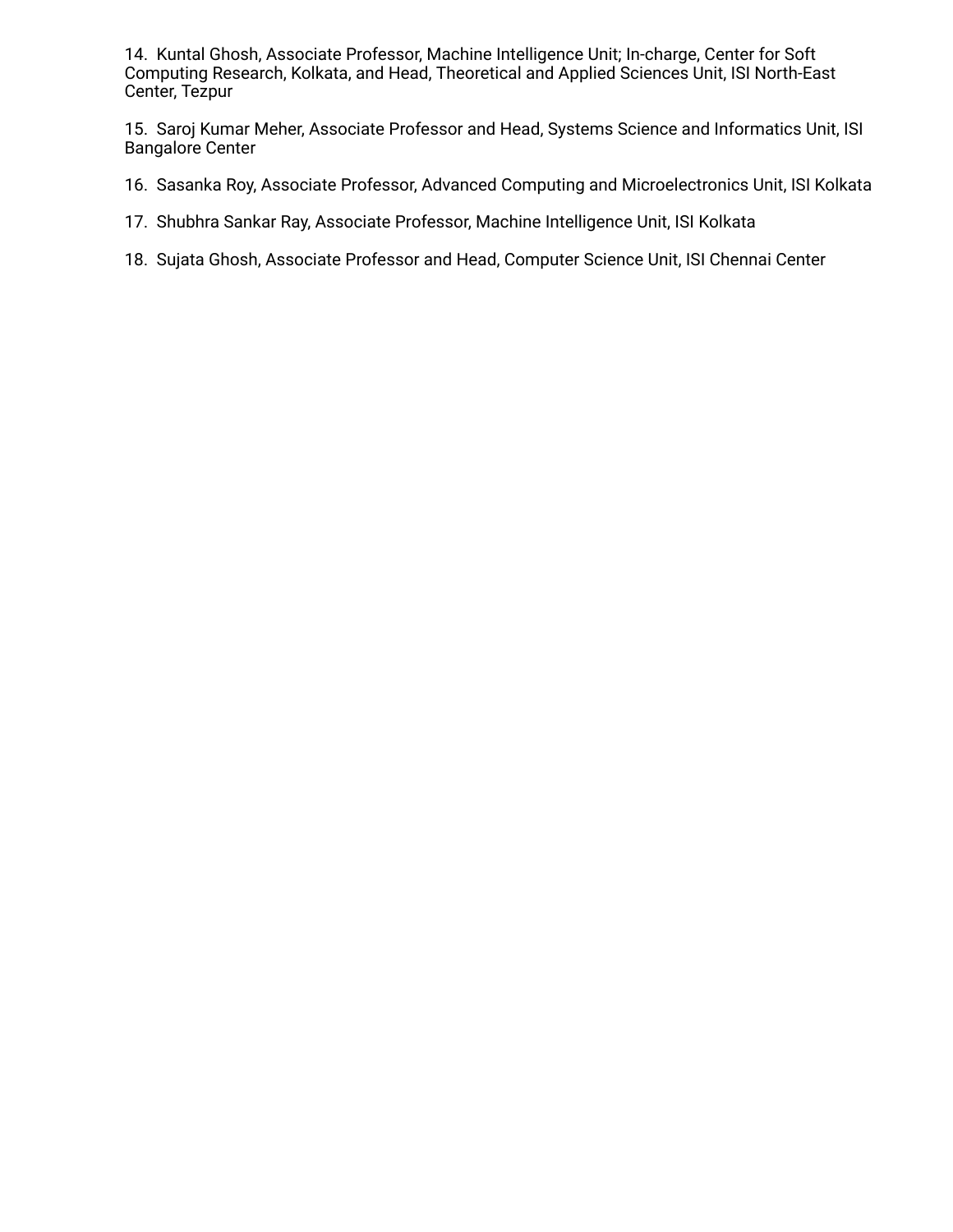14. Kuntal Ghosh, Associate Professor, Machine Intelligence Unit; In-charge, Center for Soft Computing Research, Kolkata, and Head, Theoretical and Applied Sciences Unit, ISI North-East Center, Tezpur

15. Saroj Kumar Meher, Associate Professor and Head, Systems Science and Informatics Unit, ISI Bangalore Center

16. Sasanka Roy, Associate Professor, Advanced Computing and Microelectronics Unit, ISI Kolkata

17. Shubhra Sankar Ray, Associate Professor, Machine Intelligence Unit, ISI Kolkata

18. Sujata Ghosh, Associate Professor and Head, Computer Science Unit, ISI Chennai Center